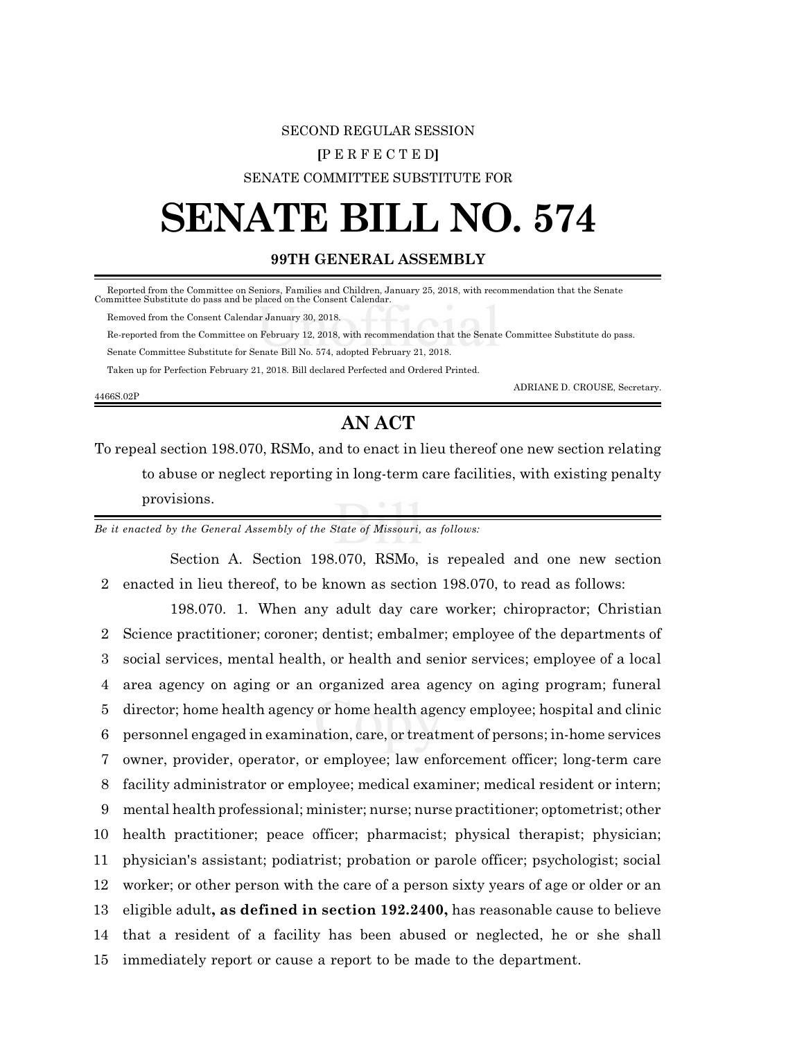SECOND REGULAR SESSION

**[**P E R F E C T E D**]**

SENATE COMMITTEE SUBSTITUTE FOR

# SENATE BILL NO. 574

**99TH GENERAL ASSEMBLY**

---

Reported from the Committee on Seniors, Families and Children, January 25, 2018, with recommendation that the Senate Committee Substitute do pass and be placed on the Consent Calendar.

Removed from the Consent Calendar January 30, 2018.

Re-reported from the Committee on February 12, 2018, with recommendation that the Senate Committee Substitute do pass.

Senate Committee Substitute for Senate Bill No. 574, adopted February 21, 2018.

Taken up for Perfection February 21, 2018. Bill declared Perfected and Ordered Printed.

ADRIANE D. CROUSE, Secretary.

4466S.02P

---

## AN ACT

To repeal section 198.070, RSMo, and to enact in lieu thereof one new section relating to abuse or neglect reporting in long-term care facilities, with existing penalty provisions.

---

*Be it enacted by the General Assembly of the State of Missouri, as follows:*

Section A. Section 198.070, RSMo, is repealed and one new section
2 enacted in lieu thereof, to be known as section 198.070, to read as follows:

198.070. 1. When any adult day care worker; chiropractor; Christian
2 Science practitioner; coroner; dentist; embalmer; employee of the departments of
3 social services, mental health, or health and senior services; employee of a local
4 area agency on aging or an organized area agency on aging program; funeral
5 director; home health agency or home health agency employee; hospital and clinic
6 personnel engaged in examination, care, or treatment of persons; in-home services
7 owner, provider, operator, or employee; law enforcement officer; long-term care
8 facility administrator or employee; medical examiner; medical resident or intern;
9 mental health professional; minister; nurse; nurse practitioner; optometrist; other
10 health practitioner; peace officer; pharmacist; physical therapist; physician;
11 physician's assistant; podiatrist; probation or parole officer; psychologist; social
12 worker; or other person with the care of a person sixty years of age or older or an
13 eligible adult**, as defined in section 192.2400,** has reasonable cause to believe
14 that a resident of a facility has been abused or neglected, he or she shall
15 immediately report or cause a report to be made to the department.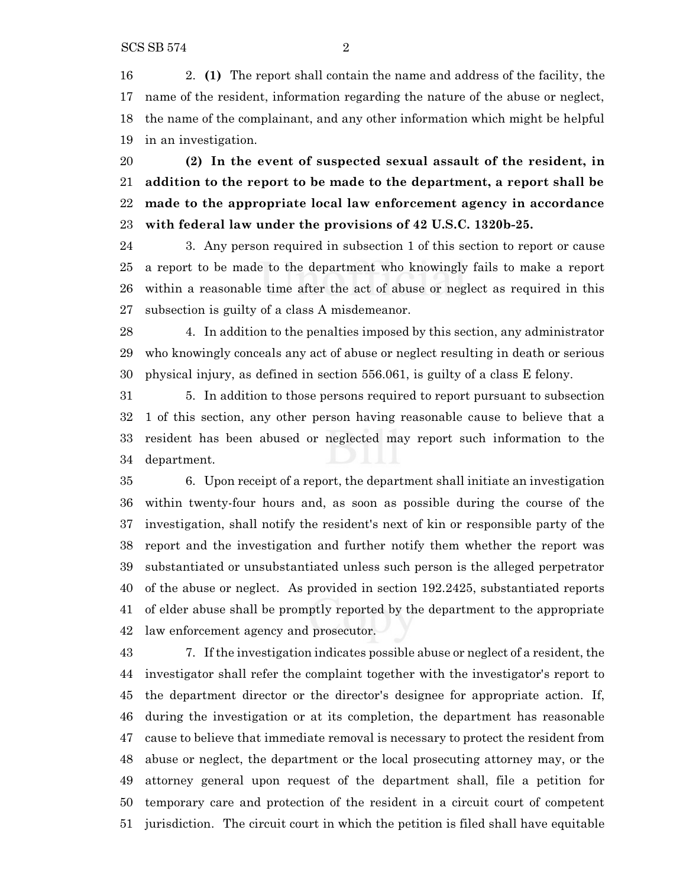2. **(1)** The report shall contain the name and address of the facility, the name of the resident, information regarding the nature of the abuse or neglect, the name of the complainant, and any other information which might be helpful in an investigation.

**(2) In the event of suspected sexual assault of the resident, in addition to the report to be made to the department, a report shall be made to the appropriate local law enforcement agency in accordance with federal law under the provisions of 42 U.S.C. 1320b-25.**

3. Any person required in subsection 1 of this section to report or cause a report to be made to the department who knowingly fails to make a report within a reasonable time after the act of abuse or neglect as required in this subsection is guilty of a class A misdemeanor.

4. In addition to the penalties imposed by this section, any administrator who knowingly conceals any act of abuse or neglect resulting in death or serious physical injury, as defined in section 556.061, is guilty of a class E felony.

5. In addition to those persons required to report pursuant to subsection 1 of this section, any other person having reasonable cause to believe that a resident has been abused or neglected may report such information to the department.

6. Upon receipt of a report, the department shall initiate an investigation within twenty-four hours and, as soon as possible during the course of the investigation, shall notify the resident's next of kin or responsible party of the report and the investigation and further notify them whether the report was substantiated or unsubstantiated unless such person is the alleged perpetrator of the abuse or neglect. As provided in section 192.2425, substantiated reports of elder abuse shall be promptly reported by the department to the appropriate law enforcement agency and prosecutor.

7. If the investigation indicates possible abuse or neglect of a resident, the investigator shall refer the complaint together with the investigator's report to the department director or the director's designee for appropriate action. If, during the investigation or at its completion, the department has reasonable cause to believe that immediate removal is necessary to protect the resident from abuse or neglect, the department or the local prosecuting attorney may, or the attorney general upon request of the department shall, file a petition for temporary care and protection of the resident in a circuit court of competent jurisdiction. The circuit court in which the petition is filed shall have equitable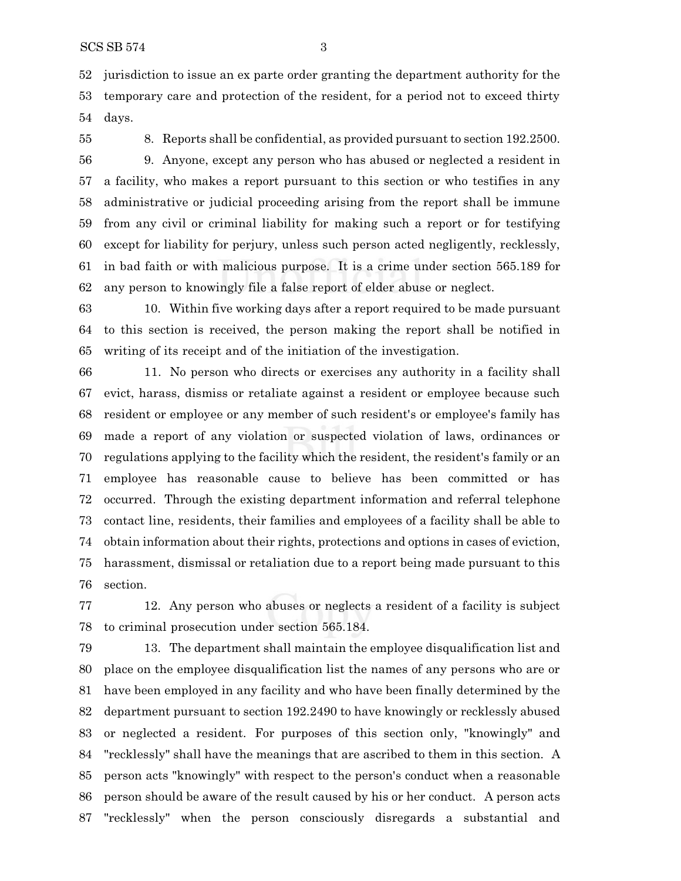jurisdiction to issue an ex parte order granting the department authority for the temporary care and protection of the resident, for a period not to exceed thirty days.

8. Reports shall be confidential, as provided pursuant to section 192.2500.

9. Anyone, except any person who has abused or neglected a resident in a facility, who makes a report pursuant to this section or who testifies in any administrative or judicial proceeding arising from the report shall be immune from any civil or criminal liability for making such a report or for testifying except for liability for perjury, unless such person acted negligently, recklessly, in bad faith or with malicious purpose. It is a crime under section 565.189 for any person to knowingly file a false report of elder abuse or neglect.

10. Within five working days after a report required to be made pursuant to this section is received, the person making the report shall be notified in writing of its receipt and of the initiation of the investigation.

11. No person who directs or exercises any authority in a facility shall evict, harass, dismiss or retaliate against a resident or employee because such resident or employee or any member of such resident's or employee's family has made a report of any violation or suspected violation of laws, ordinances or regulations applying to the facility which the resident, the resident's family or an employee has reasonable cause to believe has been committed or has occurred. Through the existing department information and referral telephone contact line, residents, their families and employees of a facility shall be able to obtain information about their rights, protections and options in cases of eviction, harassment, dismissal or retaliation due to a report being made pursuant to this section.

12. Any person who abuses or neglects a resident of a facility is subject to criminal prosecution under section 565.184.

13. The department shall maintain the employee disqualification list and place on the employee disqualification list the names of any persons who are or have been employed in any facility and who have been finally determined by the department pursuant to section 192.2490 to have knowingly or recklessly abused or neglected a resident. For purposes of this section only, "knowingly" and "recklessly" shall have the meanings that are ascribed to them in this section. A person acts "knowingly" with respect to the person's conduct when a reasonable person should be aware of the result caused by his or her conduct. A person acts "recklessly" when the person consciously disregards a substantial and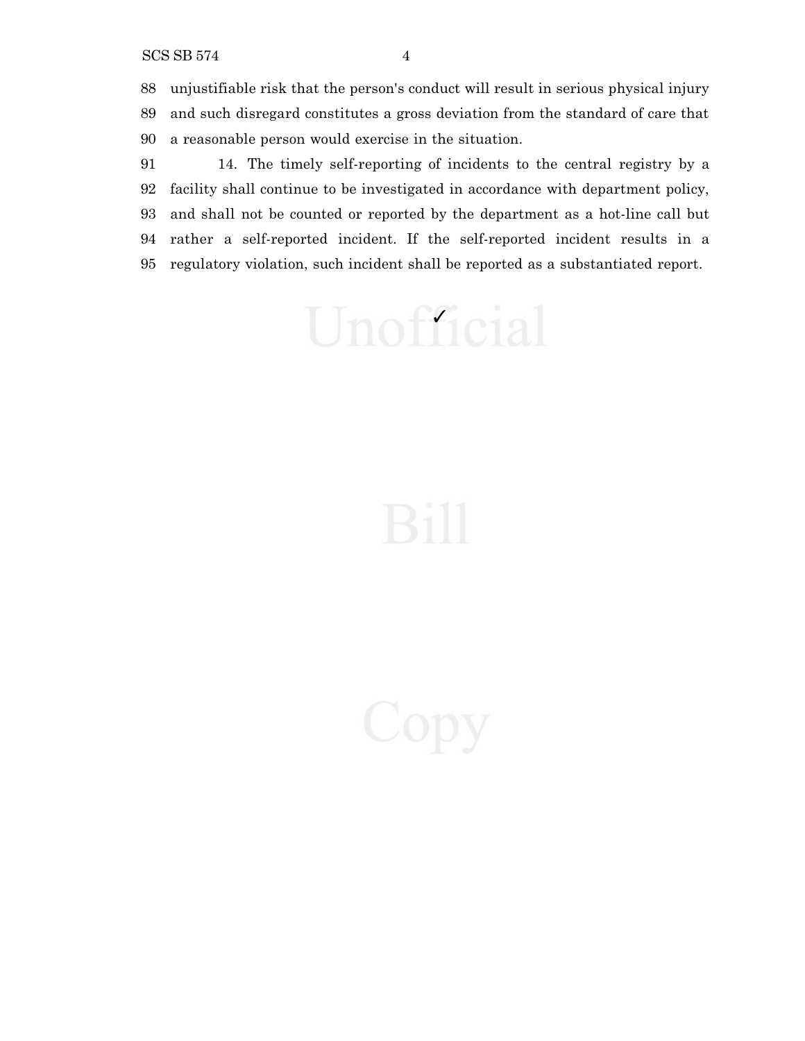unjustifiable risk that the person's conduct will result in serious physical injury and such disregard constitutes a gross deviation from the standard of care that a reasonable person would exercise in the situation.

14. The timely self-reporting of incidents to the central registry by a facility shall continue to be investigated in accordance with department policy, and shall not be counted or reported by the department as a hot-line call but rather a self-reported incident. If the self-reported incident results in a regulatory violation, such incident shall be reported as a substantiated report.

✓